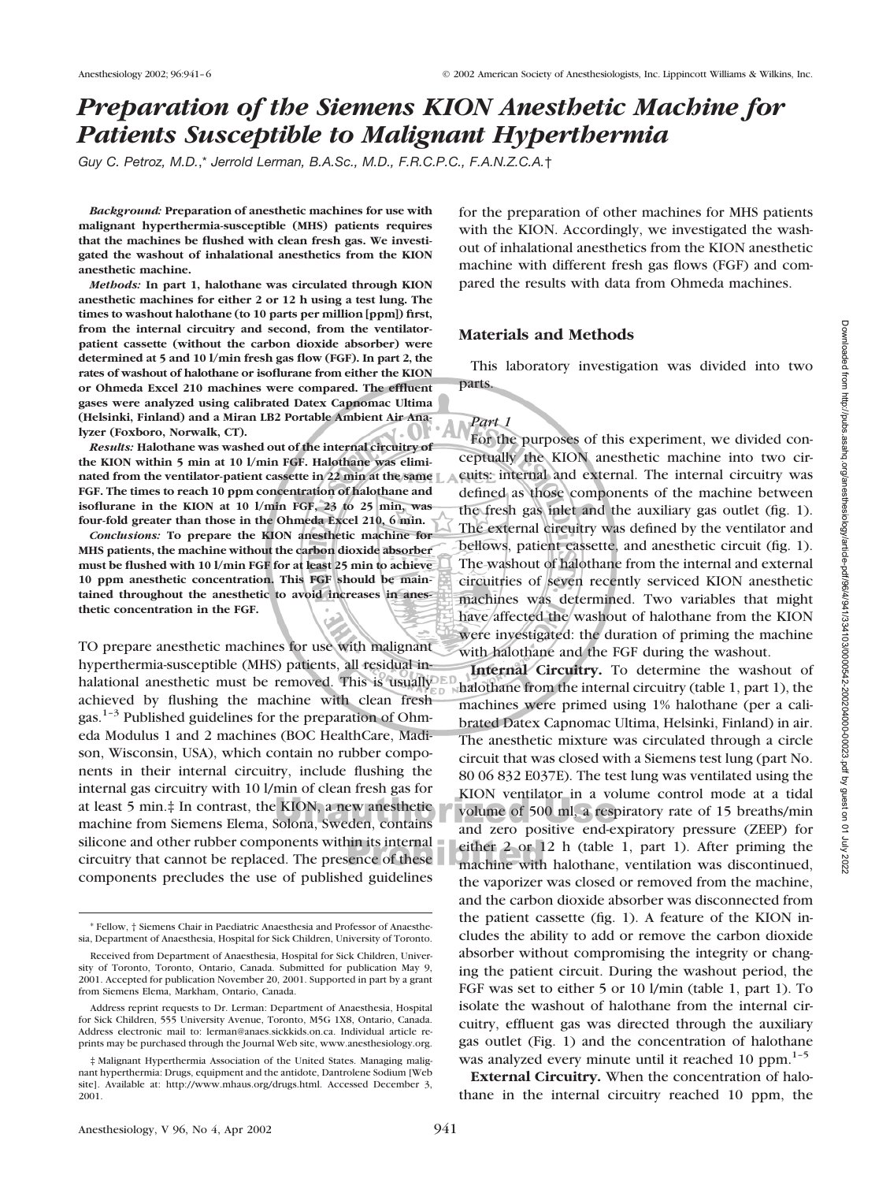# *Preparation of the Siemens KION Anesthetic Machine for Patients Susceptible to Malignant Hyperthermia*

*Guy C. Petroz, M.D.,\* Jerrold Lerman, B.A.Sc., M.D., F.R.C.P.C., F.A.N.Z.C.A.†*

***Background:*** **Preparation of anesthetic machines for use with malignant hyperthermia-susceptible (MHS) patients requires that the machines be flushed with clean fresh gas. We investigated the washout of inhalational anesthetics from the KION anesthetic machine.**

***Methods:*** **In part 1, halothane was circulated through KION anesthetic machines for either 2 or 12 h using a test lung. The times to washout halothane (to 10 parts per million [ppm]) first, from the internal circuitry and second, from the ventilator-patient cassette (without the carbon dioxide absorber) were determined at 5 and 10 l/min fresh gas flow (FGF). In part 2, the rates of washout of halothane or isoflurane from either the KION or Ohmeda Excel 210 machines were compared. The effluent gases were analyzed using calibrated Datex Capnomac Ultima (Helsinki, Finland) and a Miran LB2 Portable Ambient Air Analyzer (Foxboro, Norwalk, CT).**

***Results:*** **Halothane was washed out of the internal circuitry of the KION within 5 min at 10 l/min FGF. Halothane was eliminated from the ventilator-patient cassette in 22 min at the same FGF. The times to reach 10 ppm concentration of halothane and isoflurane in the KION at 10 l/min FGF, 23 to 25 min, was four-fold greater than those in the Ohmeda Excel 210, 6 min.**

***Conclusions:*** **To prepare the KION anesthetic machine for MHS patients, the machine without the carbon dioxide absorber must be flushed with 10 l/min FGF for at least 25 min to achieve 10 ppm anesthetic concentration. This FGF should be maintained throughout the anesthetic to avoid increases in anesthetic concentration in the FGF.**

TO prepare anesthetic machines for use with malignant hyperthermia-susceptible (MHS) patients, all residual inhalational anesthetic must be removed. This is usually achieved by flushing the machine with clean fresh gas.[1–3] Published guidelines for the preparation of Ohmeda Modulus 1 and 2 machines (BOC HealthCare, Madison, Wisconsin, USA), which contain no rubber components in their internal circuitry, include flushing the internal gas circuitry with 10 l/min of clean fresh gas for at least 5 min.‡ In contrast, the KION, a new anesthetic machine from Siemens Elema, Solona, Sweden, contains silicone and other rubber components within its internal circuitry that cannot be replaced. The presence of these components precludes the use of published guidelines for the preparation of other machines for MHS patients with the KION. Accordingly, we investigated the washout of inhalational anesthetics from the KION anesthetic machine with different fresh gas flows (FGF) and compared the results with data from Ohmeda machines.

## Materials and Methods

This laboratory investigation was divided into two parts.

### *Part 1*

For the purposes of this experiment, we divided conceptually the KION anesthetic machine into two circuits: internal and external. The internal circuitry was defined as those components of the machine between the fresh gas inlet and the auxiliary gas outlet (fig. 1). The external circuitry was defined by the ventilator and bellows, patient cassette, and anesthetic circuit (fig. 1). The washout of halothane from the internal and external circuitries of seven recently serviced KION anesthetic machines was determined. Two variables that might have affected the washout of halothane from the KION were investigated: the duration of priming the machine with halothane and the FGF during the washout.

**Internal Circuitry.** To determine the washout of halothane from the internal circuitry (table 1, part 1), the machines were primed using 1% halothane (per a calibrated Datex Capnomac Ultima, Helsinki, Finland) in air. The anesthetic mixture was circulated through a circle circuit that was closed with a Siemens test lung (part No. 80 06 832 E037E). The test lung was ventilated using the KION ventilator in a volume control mode at a tidal volume of 500 ml, a respiratory rate of 15 breaths/min and zero positive end-expiratory pressure (ZEEP) for either 2 or 12 h (table 1, part 1). After priming the machine with halothane, ventilation was discontinued, the vaporizer was closed or removed from the machine, and the carbon dioxide absorber was disconnected from the patient cassette (fig. 1). A feature of the KION includes the ability to add or remove the carbon dioxide absorber without compromising the integrity or changing the patient circuit. During the washout period, the FGF was set to either 5 or 10 l/min (table 1, part 1). To isolate the washout of halothane from the internal circuitry, effluent gas was directed through the auxiliary gas outlet (Fig. 1) and the concentration of halothane was analyzed every minute until it reached 10 ppm.[1–5]

**External Circuitry.** When the concentration of halothane in the internal circuitry reached 10 ppm, the

---

\* Fellow, † Siemens Chair in Paediatric Anaesthesia and Professor of Anaesthesia, Department of Anaesthesia, Hospital for Sick Children, University of Toronto.

Received from Department of Anaesthesia, Hospital for Sick Children, University of Toronto, Toronto, Ontario, Canada. Submitted for publication May 9, 2001. Accepted for publication November 20, 2001. Supported in part by a grant from Siemens Elema, Markham, Ontario, Canada.

Address reprint requests to Dr. Lerman: Department of Anaesthesia, Hospital for Sick Children, 555 University Avenue, Toronto, Ontario, M5G 1X8, Canada. Address electronic mail to: lerman@anaes.sickkids.on.ca. Individual article reprints may be purchased through the Journal Web site, www.anesthesiology.org.

‡ Malignant Hyperthermia Association of the United States. Managing malignant hyperthermia: Drugs, equipment and the antidote, Dantrolene Sodium [Web site]. Available at: http://www.mhaus.org/drugs.html. Accessed December 3, 2001.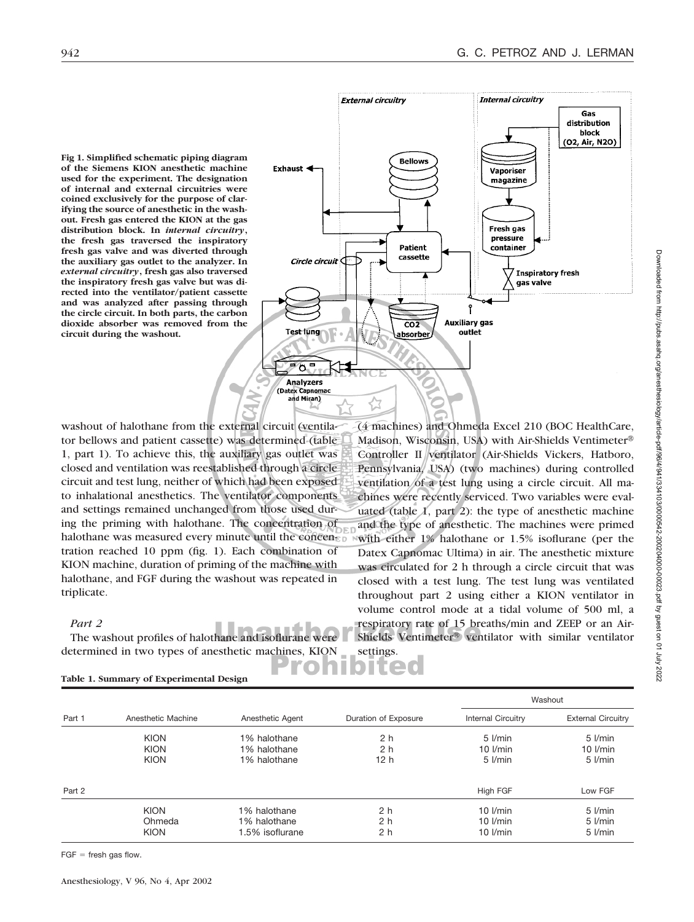Fig 1. Simplified schematic piping diagram of the Siemens KION anesthetic machine used for the experiment. The designation of internal and external circuitries were coined exclusively for the purpose of clarifying the source of anesthetic in the washout. Fresh gas entered the KION at the gas distribution block. In *internal circuitry*, the fresh gas traversed the inspiratory fresh gas valve and was diverted through the auxiliary gas outlet to the analyzer. In *external circuitry*, fresh gas also traversed the inspiratory fresh gas valve but was directed into the ventilator/patient cassette and was analyzed after passing through the circle circuit. In both parts, the carbon dioxide absorber was removed from the circuit during the washout.

washout of halothane from the external circuit (ventilator bellows and patient cassette) was determined (table 1, part 1). To achieve this, the auxiliary gas outlet was closed and ventilation was reestablished through a circle circuit and test lung, neither of which had been exposed to inhalational anesthetics. The ventilator components and settings remained unchanged from those used during the priming with halothane. The concentration of halothane was measured every minute until the concentration reached 10 ppm (fig. 1). Each combination of KION machine, duration of priming of the machine with halothane, and FGF during the washout was repeated in triplicate.

*Part 2*

The washout profiles of halothane and isoflurane were determined in two types of anesthetic machines, KION (4 machines) and Ohmeda Excel 210 (BOC HealthCare, Madison, Wisconsin, USA) with Air-Shields Ventimeter® Controller II ventilator (Air-Shields Vickers, Hatboro, Pennsylvania, USA) (two machines) during controlled ventilation of a test lung using a circle circuit. All machines were recently serviced. Two variables were evaluated (table 1, part 2): the type of anesthetic machine and the type of anesthetic. The machines were primed with either 1% halothane or 1.5% isoflurane (per the Datex Capnomac Ultima) in air. The anesthetic mixture was circulated for 2 h through a circle circuit that was closed with a test lung. The test lung was ventilated throughout part 2 using either a KION ventilator in volume control mode at a tidal volume of 500 ml, a respiratory rate of 15 breaths/min and ZEEP or an Air-Shields Ventimeter® ventilator with similar ventilator settings.

**Table 1. Summary of Experimental Design**

| | | | | Washout | |
|---|---|---|---|---|---|
| Part 1 | Anesthetic Machine | Anesthetic Agent | Duration of Exposure | Internal Circuitry | External Circuitry |
| | KION | 1% halothane | 2 h | 5 l/min | 5 l/min |
| | KION | 1% halothane | 2 h | 10 l/min | 10 l/min |
| | KION | 1% halothane | 12 h | 5 l/min | 5 l/min |
| Part 2 | | | | High FGF | Low FGF |
| | KION | 1% halothane | 2 h | 10 l/min | 5 l/min |
| | Ohmeda | 1% halothane | 2 h | 10 l/min | 5 l/min |
| | KION | 1.5% isoflurane | 2 h | 10 l/min | 5 l/min |

FGF = fresh gas flow.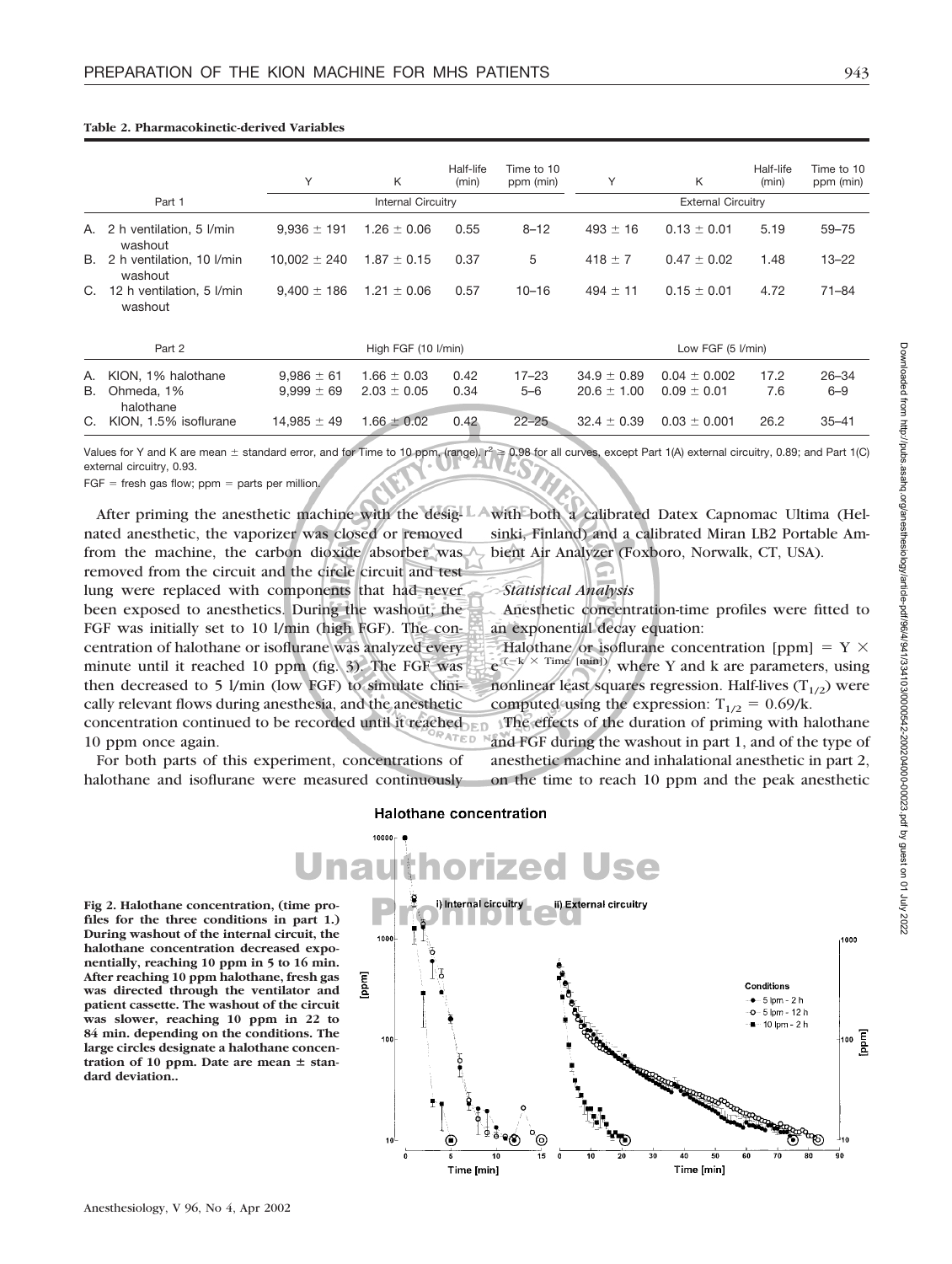**Table 2. Pharmacokinetic-derived Variables**

| | Y | K | Half-life (min) | Time to 10 ppm (min) | Y | K | Half-life (min) | Time to 10 ppm (min) |
|---|---|---|---|---|---|---|---|---|
| Part 1 | Internal Circuitry | | | | External Circuitry | | | |
| A. 2 h ventilation, 5 l/min washout | 9,936 ± 191 | 1.26 ± 0.06 | 0.55 | 8–12 | 493 ± 16 | 0.13 ± 0.01 | 5.19 | 59–75 |
| B. 2 h ventilation, 10 l/min washout | 10,002 ± 240 | 1.87 ± 0.15 | 0.37 | 5 | 418 ± 7 | 0.47 ± 0.02 | 1.48 | 13–22 |
| C. 12 h ventilation, 5 l/min washout | 9,400 ± 186 | 1.21 ± 0.06 | 0.57 | 10–16 | 494 ± 11 | 0.15 ± 0.01 | 4.72 | 71–84 |
| Part 2 | High FGF (10 l/min) | | | | Low FGF (5 l/min) | | | |
| A. KION, 1% halothane | 9,986 ± 61 | 1.66 ± 0.03 | 0.42 | 17–23 | 34.9 ± 0.89 | 0.04 ± 0.002 | 17.2 | 26–34 |
| B. Ohmeda, 1% halothane | 9,999 ± 69 | 2.03 ± 0.05 | 0.34 | 5–6 | 20.6 ± 1.00 | 0.09 ± 0.01 | 7.6 | 6–9 |
| C. KION, 1.5% isoflurane | 14,985 ± 49 | 1.66 ± 0.02 | 0.42 | 22–25 | 32.4 ± 0.39 | 0.03 ± 0.001 | 26.2 | 35–41 |

Values for Y and K are mean ± standard error, and for Time to 10 ppm, (range). $r^2 \geq 0.98$ for all curves, except Part 1(A) external circuitry, 0.89; and Part 1(C) external circuitry, 0.93.

FGF = fresh gas flow; ppm = parts per million.

After priming the anesthetic machine with the designated anesthetic, the vaporizer was closed or removed from the machine, the carbon dioxide absorber was removed from the circuit and the circle circuit and test lung were replaced with components that had never been exposed to anesthetics. During the washout, the FGF was initially set to 10 l/min (high FGF). The concentration of halothane or isoflurane was analyzed every minute until it reached 10 ppm (fig. 3). The FGF was then decreased to 5 l/min (low FGF) to simulate clinically relevant flows during anesthesia, and the anesthetic concentration continued to be recorded until it reached 10 ppm once again.

For both parts of this experiment, concentrations of halothane and isoflurane were measured continuously with both a calibrated Datex Capnomac Ultima (Helsinki, Finland) and a calibrated Miran LB2 Portable Ambient Air Analyzer (Foxboro, Norwalk, CT, USA).

### *Statistical Analysis*

Anesthetic concentration-time profiles were fitted to an exponential decay equation:

Halothane or isoflurane concentration [ppm] = $Y \times e^{(-k \times \text{Time [min]})}$, where Y and k are parameters, using nonlinear least squares regression. Half-lives ($T_{1/2}$) were computed using the expression: $T_{1/2} = 0.69/k$.

The effects of the duration of priming with halothane and FGF during the washout in part 1, and of the type of anesthetic machine and inhalational anesthetic in part 2, on the time to reach 10 ppm and the peak anesthetic

**Fig 2. Halothane concentration, (time profiles for the three conditions in part 1.) During washout of the internal circuit, the halothane concentration decreased exponentially, reaching 10 ppm in 5 to 16 min. After reaching 10 ppm halothane, fresh gas was directed through the ventilator and patient cassette. The washout of the circuit was slower, reaching 10 ppm in 22 to 84 min. depending on the conditions. The large circles designate a halothane concentration of 10 ppm. Date are mean ± standard deviation..**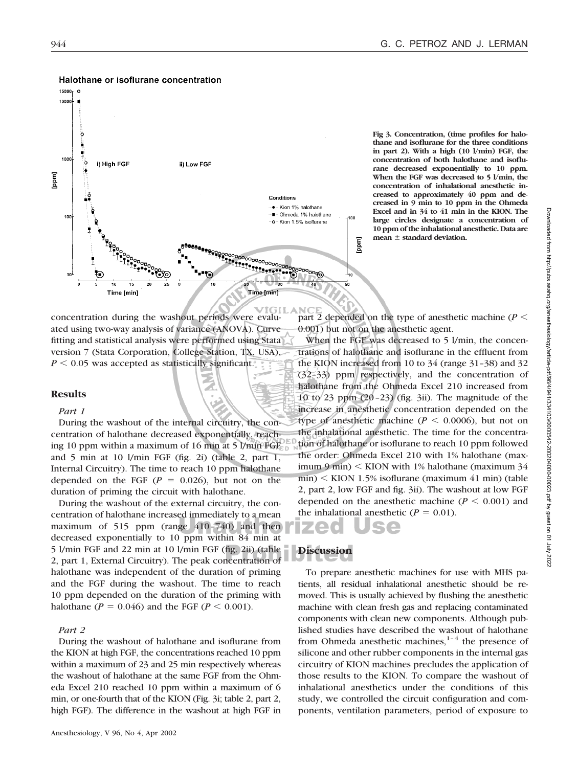Fig 3. Concentration, (time profiles for halothane and isoflurane for the three conditions in part 2). With a high (10 l/min) FGF, the concentration of both halothane and isoflurane decreased exponentially to 10 ppm. When the FGF was decreased to 5 l/min, the concentration of inhalational anesthetic increased to approximately 40 ppm and decreased in 9 min to 10 ppm in the Ohmeda Excel and in 34 to 41 min in the KION. The large circles designate a concentration of 10 ppm of the inhalational anesthetic. Data are mean ± standard deviation.

concentration during the washout periods were evaluated using two-way analysis of variance (ANOVA). Curve fitting and statistical analysis were performed using Stata version 7 (Stata Corporation, College Station, TX, USA). $P < 0.05$ was accepted as statistically significant.

## Results

### Part 1

During the washout of the internal circuitry, the concentration of halothane decreased exponentially, reaching 10 ppm within a maximum of 16 min at 5 l/min FGF and 5 min at 10 l/min FGF (fig. 2i) (table 2, part 1, Internal Circuitry). The time to reach 10 ppm halothane depended on the FGF ($P = 0.026$), but not on the duration of priming the circuit with halothane.

During the washout of the external circuitry, the concentration of halothane increased immediately to a mean maximum of 515 ppm (range 410–740) and then decreased exponentially to 10 ppm within 84 min at 5 l/min FGF and 22 min at 10 l/min FGF (fig. 2ii) (table 2, part 1, External Circuitry). The peak concentration of halothane was independent of the duration of priming and the FGF during the washout. The time to reach 10 ppm depended on the duration of the priming with halothane ($P = 0.046$) and the FGF ($P < 0.001$).

### Part 2

During the washout of halothane and isoflurane from the KION at high FGF, the concentrations reached 10 ppm within a maximum of 23 and 25 min respectively whereas the washout of halothane at the same FGF from the Ohmeda Excel 210 reached 10 ppm within a maximum of 6 min, or one-fourth that of the KION (Fig. 3i; table 2, part 2, high FGF). The difference in the washout at high FGF in part 2 depended on the type of anesthetic machine ($P < 0.001$) but not on the anesthetic agent.

When the FGF was decreased to 5 l/min, the concentrations of halothane and isoflurane in the effluent from the KION increased from 10 to 34 (range 31–38) and 32 (32–33) ppm respectively, and the concentration of halothane from the Ohmeda Excel 210 increased from 10 to 23 ppm (20–23) (fig. 3ii). The magnitude of the increase in anesthetic concentration depended on the type of anesthetic machine ($P < 0.0006$), but not on the inhalational anesthetic. The time for the concentration of halothane or isoflurane to reach 10 ppm followed the order: Ohmeda Excel 210 with 1% halothane (maximum 9 min) < KION with 1% halothane (maximum 34 min) < KION 1.5% isoflurane (maximum 41 min) (table 2, part 2, low FGF and fig. 3ii). The washout at low FGF depended on the anesthetic machine ($P < 0.001$) and the inhalational anesthetic ($P = 0.01$).

## Discussion

To prepare anesthetic machines for use with MHS patients, all residual inhalational anesthetic should be removed. This is usually achieved by flushing the anesthetic machine with clean fresh gas and replacing contaminated components with clean new components. Although published studies have described the washout of halothane from Ohmeda anesthetic machines,[1–4] the presence of silicone and other rubber components in the internal gas circuitry of KION machines precludes the application of those results to the KION. To compare the washout of inhalational anesthetics under the conditions of this study, we controlled the circuit configuration and components, ventilation parameters, period of exposure to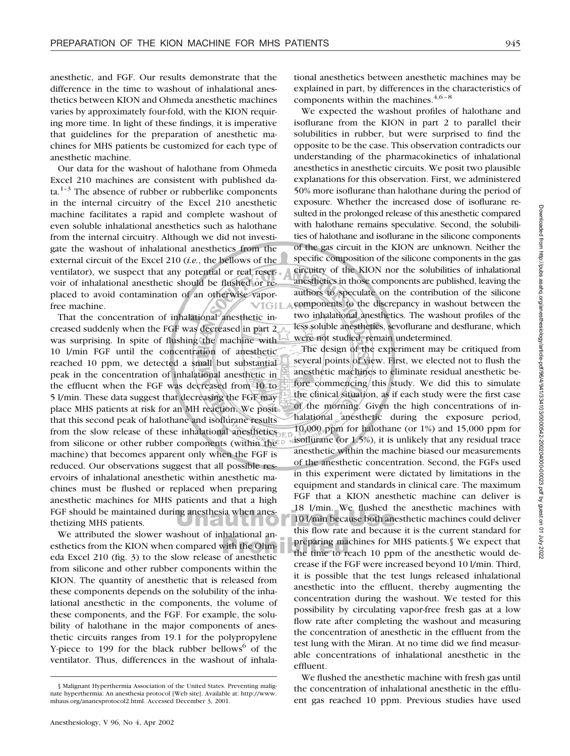anesthetic, and FGF. Our results demonstrate that the difference in the time to washout of inhalational anesthetics between KION and Ohmeda anesthetic machines varies by approximately four-fold, with the KION requiring more time. In light of these findings, it is imperative that guidelines for the preparation of anesthetic machines for MHS patients be customized for each type of anesthetic machine.

Our data for the washout of halothane from Ohmeda Excel 210 machines are consistent with published data.[1–3] The absence of rubber or rubberlike components in the internal circuitry of the Excel 210 anesthetic machine facilitates a rapid and complete washout of even soluble inhalational anesthetics such as halothane from the internal circuitry. Although we did not investigate the washout of inhalational anesthetics from the external circuit of the Excel 210 (*i.e.*, the bellows of the ventilator), we suspect that any potential or real reservoir of inhalational anesthetic should be flushed or replaced to avoid contamination of an otherwise vapor-free machine.

That the concentration of inhalational anesthetic increased suddenly when the FGF was decreased in part 2 was surprising. In spite of flushing the machine with 10 l/min FGF until the concentration of anesthetic reached 10 ppm, we detected a small but substantial peak in the concentration of inhalational anesthetic in the effluent when the FGF was decreased from 10 to 5 l/min. These data suggest that decreasing the FGF may place MHS patients at risk for an MH reaction. We posit that this second peak of halothane and isoflurane results from the slow release of these inhalational anesthetics from silicone or other rubber components (within the machine) that becomes apparent only when the FGF is reduced. Our observations suggest that all possible reservoirs of inhalational anesthetic within anesthetic machines must be flushed or replaced when preparing anesthetic machines for MHS patients and that a high FGF should be maintained during anesthesia when anesthetizing MHS patients.

We attributed the slower washout of inhalational anesthetics from the KION when compared with the Ohmeda Excel 210 (fig. 3) to the slow release of anesthetic from silicone and other rubber components within the KION. The quantity of anesthetic that is released from these components depends on the solubility of the inhalational anesthetic in the components, the volume of these components, and the FGF. For example, the solubility of halothane in the major components of anesthetic circuits ranges from 19.1 for the polypropylene Y-piece to 199 for the black rubber bellows[6] of the ventilator. Thus, differences in the washout of inhalational anesthetics between anesthetic machines may be explained in part, by differences in the characteristics of components within the machines.[4,6–8]

We expected the washout profiles of halothane and isoflurane from the KION in part 2 to parallel their solubilities in rubber, but were surprised to find the opposite to be the case. This observation contradicts our understanding of the pharmacokinetics of inhalational anesthetics in anesthetic circuits. We posit two plausible explanations for this observation. First, we administered 50% more isoflurane than halothane during the period of exposure. Whether the increased dose of isoflurane resulted in the prolonged release of this anesthetic compared with halothane remains speculative. Second, the solubilities of halothane and isoflurane in the silicone components of the gas circuit in the KION are unknown. Neither the specific composition of the silicone components in the gas circuitry of the KION nor the solubilities of inhalational anesthetics in those components are published, leaving the authors to speculate on the contribution of the silicone components to the discrepancy in washout between the two inhalational anesthetics. The washout profiles of the less soluble anesthetics, sevoflurane and desflurane, which were not studied, remain undetermined.

The design of the experiment may be critiqued from several points of view. First, we elected not to flush the anesthetic machines to eliminate residual anesthetic before commencing this study. We did this to simulate the clinical situation, as if each study were the first case of the morning. Given the high concentrations of inhalational anesthetic during the exposure period, 10,000 ppm for halothane (or 1%) and 15,000 ppm for isoflurane (or 1.5%), it is unlikely that any residual trace anesthetic within the machine biased our measurements of the anesthetic concentration. Second, the FGFs used in this experiment were dictated by limitations in the equipment and standards in clinical care. The maximum FGF that a KION anesthetic machine can deliver is 18 l/min. We flushed the anesthetic machines with 10 l/min because both anesthetic machines could deliver this flow rate and because it is the current standard for preparing machines for MHS patients.§ We expect that the time to reach 10 ppm of the anesthetic would decrease if the FGF were increased beyond 10 l/min. Third, it is possible that the test lungs released inhalational anesthetic into the effluent, thereby augmenting the concentration during the washout. We tested for this possibility by circulating vapor-free fresh gas at a low flow rate after completing the washout and measuring the concentration of anesthetic in the effluent from the test lung with the Miran. At no time did we find measurable concentrations of inhalational anesthetic in the effluent.

We flushed the anesthetic machine with fresh gas until the concentration of inhalational anesthetic in the effluent gas reached 10 ppm. Previous studies have used

§ Malignant Hyperthermia Association of the United States. Preventing malignant hyperthermia: An anesthesia protocol [Web site]. Available at: http://www.mhaus.org/ananesprotocol2.html. Accessed December 3, 2001.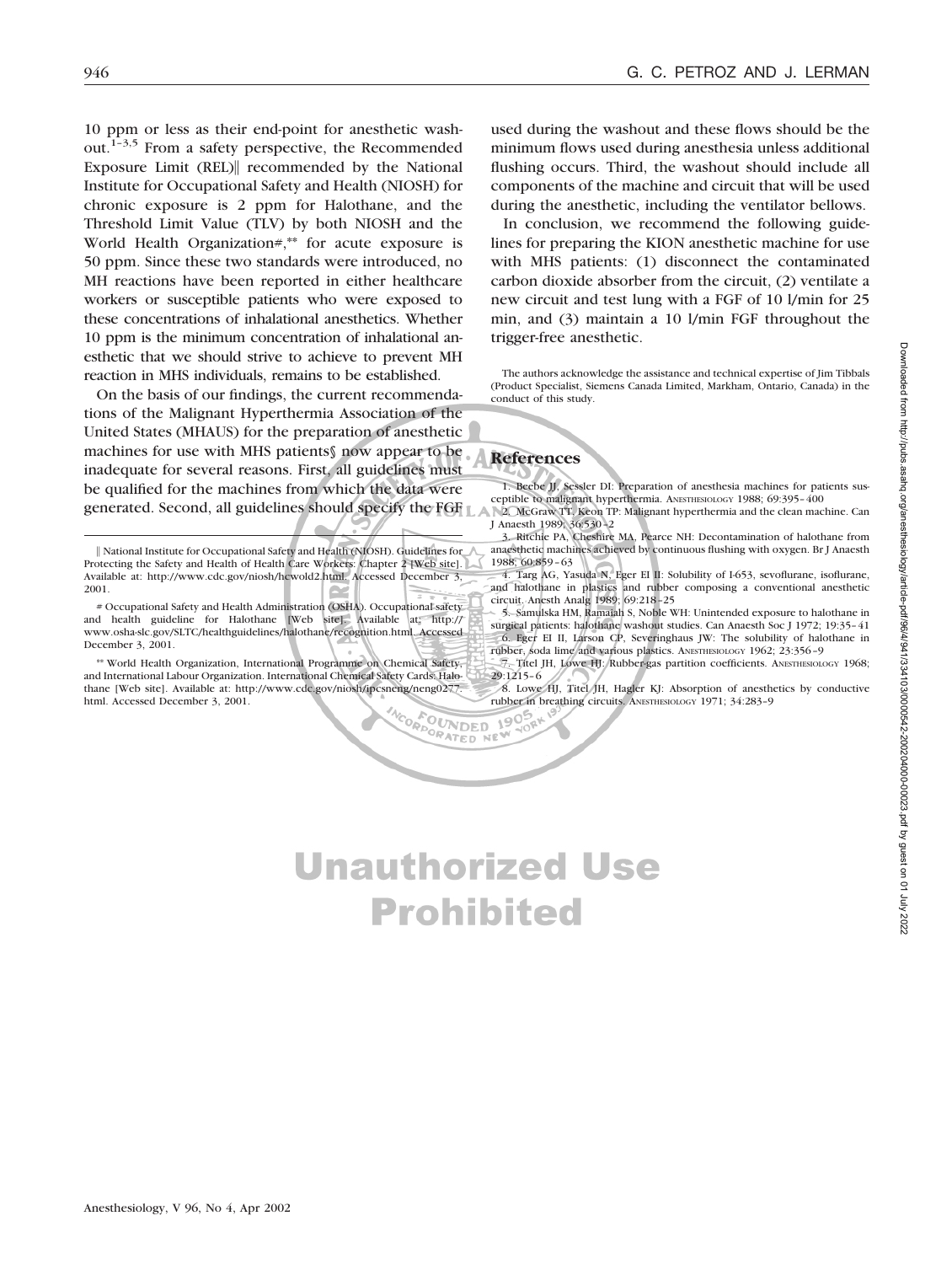10 ppm or less as their end-point for anesthetic washout.[1–3,5] From a safety perspective, the Recommended Exposure Limit (REL)‖ recommended by the National Institute for Occupational Safety and Health (NIOSH) for chronic exposure is 2 ppm for Halothane, and the Threshold Limit Value (TLV) by both NIOSH and the World Health Organization#,** for acute exposure is 50 ppm. Since these two standards were introduced, no MH reactions have been reported in either healthcare workers or susceptible patients who were exposed to these concentrations of inhalational anesthetics. Whether 10 ppm is the minimum concentration of inhalational anesthetic that we should strive to achieve to prevent MH reaction in MHS individuals, remains to be established.

On the basis of our findings, the current recommendations of the Malignant Hyperthermia Association of the United States (MHAUS) for the preparation of anesthetic machines for use with MHS patients§ now appear to be inadequate for several reasons. First, all guidelines must be qualified for the machines from which the data were generated. Second, all guidelines should specify the FGF used during the washout and these flows should be the minimum flows used during anesthesia unless additional flushing occurs. Third, the washout should include all components of the machine and circuit that will be used during the anesthetic, including the ventilator bellows.

In conclusion, we recommend the following guidelines for preparing the KION anesthetic machine for use with MHS patients: (1) disconnect the contaminated carbon dioxide absorber from the circuit, (2) ventilate a new circuit and test lung with a FGF of 10 l/min for 25 min, and (3) maintain a 10 l/min FGF throughout the trigger-free anesthetic.

The authors acknowledge the assistance and technical expertise of Jim Tibbals (Product Specialist, Siemens Canada Limited, Markham, Ontario, Canada) in the conduct of this study.

‖ National Institute for Occupational Safety and Health (NIOSH). Guidelines for Protecting the Safety and Health of Health Care Workers: Chapter 2 [Web site]. Available at: http://www.cdc.gov/niosh/hcwold2.html. Accessed December 3, 2001.

# Occupational Safety and Health Administration (OSHA). Occupational safety and health guideline for Halothane [Web site]. Available at: http://www.osha-slc.gov/SLTC/healthguidelines/halothane/recognition.html. Accessed December 3, 2001.

** World Health Organization, International Programme on Chemical Safety, and International Labour Organization. International Chemical Safety Cards: Halothane [Web site]. Available at: http://www.cdc.gov/niosh/ipcsneng/neng0277.html. Accessed December 3, 2001.

## References

1. Beebe JJ, Sessler DI: Preparation of anesthesia machines for patients susceptible to malignant hyperthermia. ANESTHESIOLOGY 1988; 69:395–400
2. McGraw TT, Keon TP: Malignant hyperthermia and the clean machine. Can J Anaesth 1989; 36:530–2
3. Ritchie PA, Cheshire MA, Pearce NH: Decontamination of halothane from anaesthetic machines achieved by continuous flushing with oxygen. Br J Anaesth 1988; 60:859–63
4. Targ AG, Yasuda N, Eger EI II: Solubility of I-653, sevoflurane, isoflurane, and halothane in plastics and rubber composing a conventional anesthetic circuit. Anesth Analg 1989; 69:218–25
5. Samulska HM, Ramaiah S, Noble WH: Unintended exposure to halothane in surgical patients: halothane washout studies. Can Anaesth Soc J 1972; 19:35–41
6. Eger EI II, Larson CP, Severinghaus JW: The solubility of halothane in rubber, soda lime and various plastics. ANESTHESIOLOGY 1962; 23:356–9
7. Titel JH, Lowe HJ: Rubber-gas partition coefficients. ANESTHESIOLOGY 1968; 29:1215–6
8. Lowe HJ, Titel JH, Hagler KJ: Absorption of anesthetics by conductive rubber in breathing circuits. ANESTHESIOLOGY 1971; 34:283–9